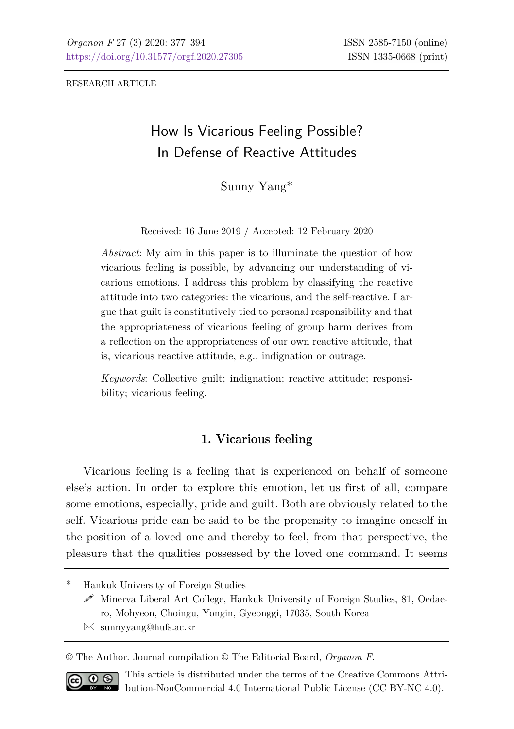RESEARCH ARTICLE

# How Is Vicarious Feeling Possible? In Defense of Reactive Attitudes

Sunny Yang*

Received: 16 June 2019 / Accepted: 12 February 2020

*Abstract*: My aim in this paper is to illuminate the question of how vicarious feeling is possible, by advancing our understanding of vicarious emotions. I address this problem by classifying the reactive attitude into two categories: the vicarious, and the self-reactive. I argue that guilt is constitutively tied to personal responsibility and that the appropriateness of vicarious feeling of group harm derives from a reflection on the appropriateness of our own reactive attitude, that is, vicarious reactive attitude, e.g., indignation or outrage.

*Keywords*: Collective guilt; indignation; reactive attitude; responsibility; vicarious feeling.

## 1. Vicarious feeling

Vicarious feeling is a feeling that is experienced on behalf of someone else's action. In order to explore this emotion, let us first of all, compare some emotions, especially, pride and guilt. Both are obviously related to the self. Vicarious pride can be said to be the propensity to imagine oneself in the position of a loved one and thereby to feel, from that perspective, the pleasure that the qualities possessed by the loved one command. It seems

---

\* Hankuk University of Foreign Studies

Minerva Liberal Art College, Hankuk University of Foreign Studies, 81, Oedae-ro, Mohyeon, Choingu, Yongin, Gyeonggi, 17035, South Korea

sunnyyang@hufs.ac.kr

© The Author. Journal compilation © The Editorial Board, *Organon F*.

This article is distributed under the terms of the Creative Commons Attribution-NonCommercial 4.0 International Public License (CC BY-NC 4.0).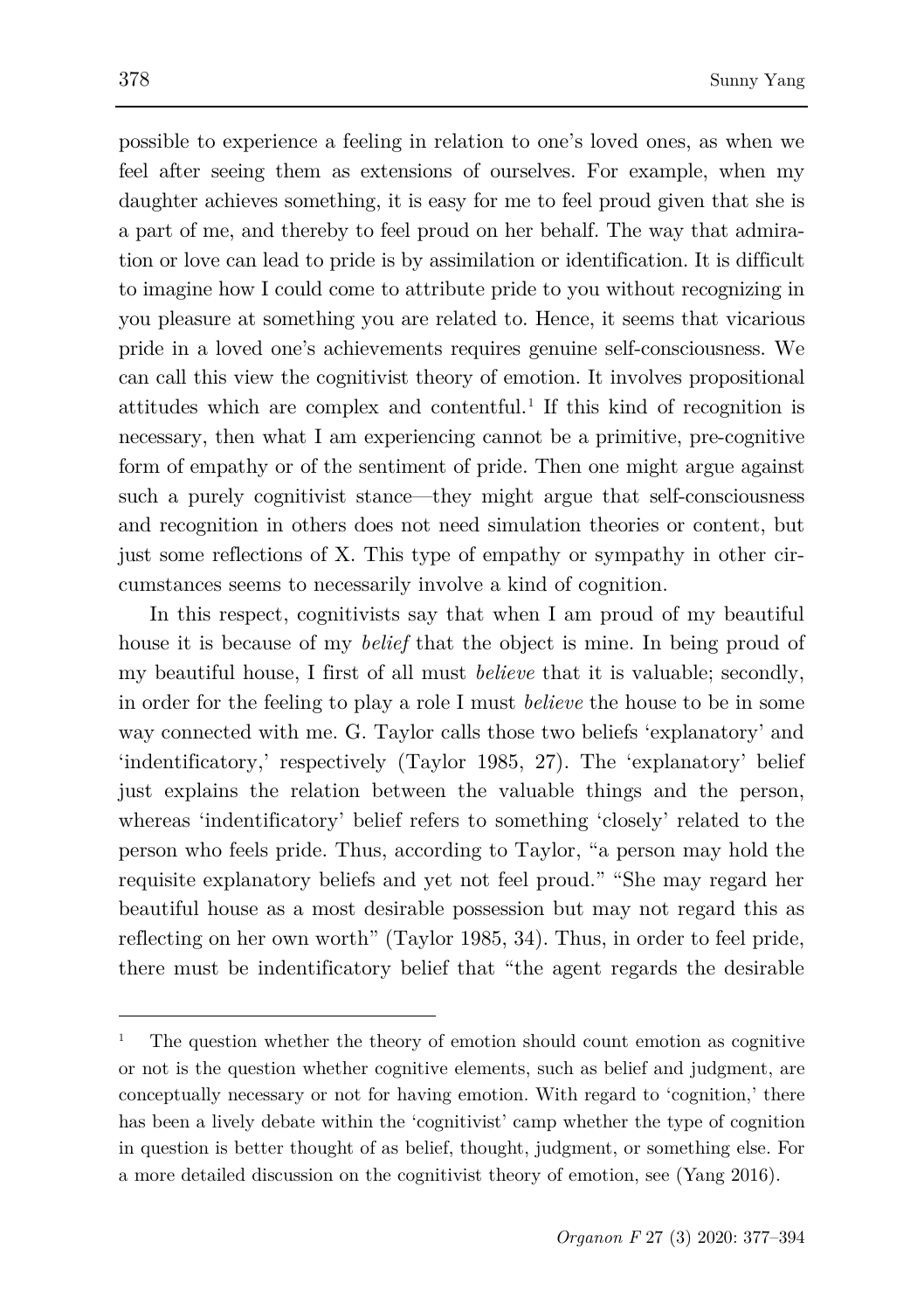possible to experience a feeling in relation to one's loved ones, as when we feel after seeing them as extensions of ourselves. For example, when my daughter achieves something, it is easy for me to feel proud given that she is a part of me, and thereby to feel proud on her behalf. The way that admiration or love can lead to pride is by assimilation or identification. It is difficult to imagine how I could come to attribute pride to you without recognizing in you pleasure at something you are related to. Hence, it seems that vicarious pride in a loved one's achievements requires genuine self-consciousness. We can call this view the cognitivist theory of emotion. It involves propositional attitudes which are complex and contentful.[1] If this kind of recognition is necessary, then what I am experiencing cannot be a primitive, pre-cognitive form of empathy or of the sentiment of pride. Then one might argue against such a purely cognitivist stance—they might argue that self-consciousness and recognition in others does not need simulation theories or content, but just some reflections of X. This type of empathy or sympathy in other circumstances seems to necessarily involve a kind of cognition.

In this respect, cognitivists say that when I am proud of my beautiful house it is because of my *belief* that the object is mine. In being proud of my beautiful house, I first of all must *believe* that it is valuable; secondly, in order for the feeling to play a role I must *believe* the house to be in some way connected with me. G. Taylor calls those two beliefs 'explanatory' and 'indentificatory,' respectively (Taylor 1985, 27). The 'explanatory' belief just explains the relation between the valuable things and the person, whereas 'indentificatory' belief refers to something 'closely' related to the person who feels pride. Thus, according to Taylor, "a person may hold the requisite explanatory beliefs and yet not feel proud." "She may regard her beautiful house as a most desirable possession but may not regard this as reflecting on her own worth" (Taylor 1985, 34). Thus, in order to feel pride, there must be indentificatory belief that "the agent regards the desirable

[1] The question whether the theory of emotion should count emotion as cognitive or not is the question whether cognitive elements, such as belief and judgment, are conceptually necessary or not for having emotion. With regard to 'cognition,' there has been a lively debate within the 'cognitivist' camp whether the type of cognition in question is better thought of as belief, thought, judgment, or something else. For a more detailed discussion on the cognitivist theory of emotion, see (Yang 2016).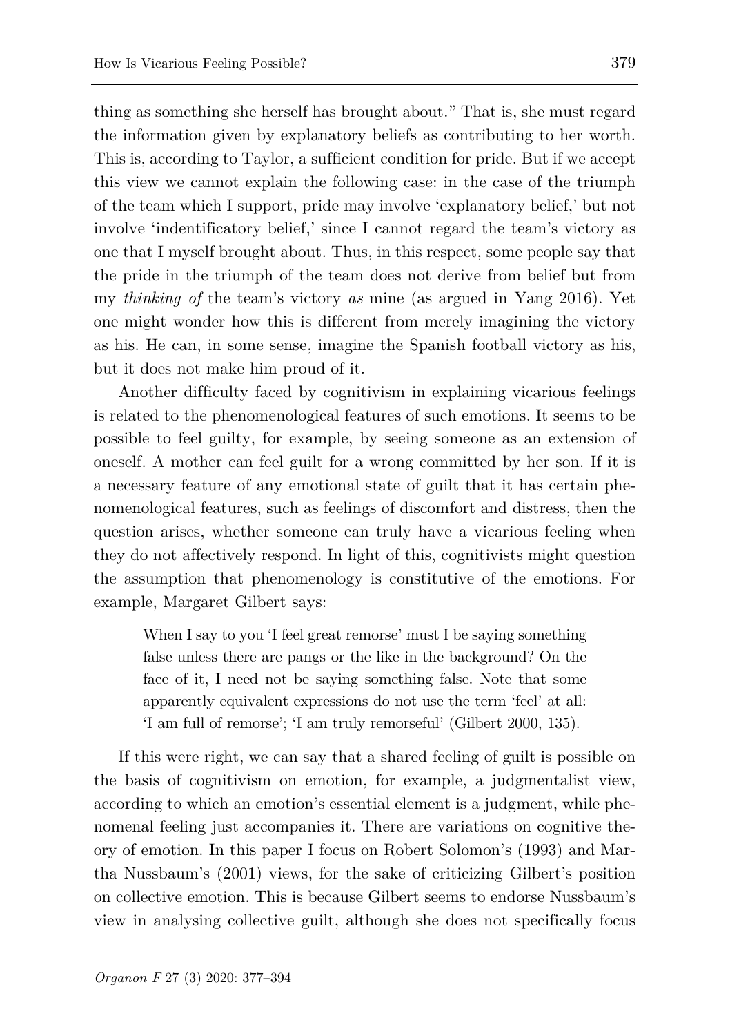thing as something she herself has brought about." That is, she must regard the information given by explanatory beliefs as contributing to her worth. This is, according to Taylor, a sufficient condition for pride. But if we accept this view we cannot explain the following case: in the case of the triumph of the team which I support, pride may involve 'explanatory belief,' but not involve 'indentificatory belief,' since I cannot regard the team's victory as one that I myself brought about. Thus, in this respect, some people say that the pride in the triumph of the team does not derive from belief but from my *thinking of* the team's victory *as* mine (as argued in Yang 2016). Yet one might wonder how this is different from merely imagining the victory as his. He can, in some sense, imagine the Spanish football victory as his, but it does not make him proud of it.

Another difficulty faced by cognitivism in explaining vicarious feelings is related to the phenomenological features of such emotions. It seems to be possible to feel guilty, for example, by seeing someone as an extension of oneself. A mother can feel guilt for a wrong committed by her son. If it is a necessary feature of any emotional state of guilt that it has certain phenomenological features, such as feelings of discomfort and distress, then the question arises, whether someone can truly have a vicarious feeling when they do not affectively respond. In light of this, cognitivists might question the assumption that phenomenology is constitutive of the emotions. For example, Margaret Gilbert says:

> When I say to you 'I feel great remorse' must I be saying something false unless there are pangs or the like in the background? On the face of it, I need not be saying something false. Note that some apparently equivalent expressions do not use the term 'feel' at all: 'I am full of remorse'; 'I am truly remorseful' (Gilbert 2000, 135).

If this were right, we can say that a shared feeling of guilt is possible on the basis of cognitivism on emotion, for example, a judgmentalist view, according to which an emotion's essential element is a judgment, while phenomenal feeling just accompanies it. There are variations on cognitive theory of emotion. In this paper I focus on Robert Solomon's (1993) and Martha Nussbaum's (2001) views, for the sake of criticizing Gilbert's position on collective emotion. This is because Gilbert seems to endorse Nussbaum's view in analysing collective guilt, although she does not specifically focus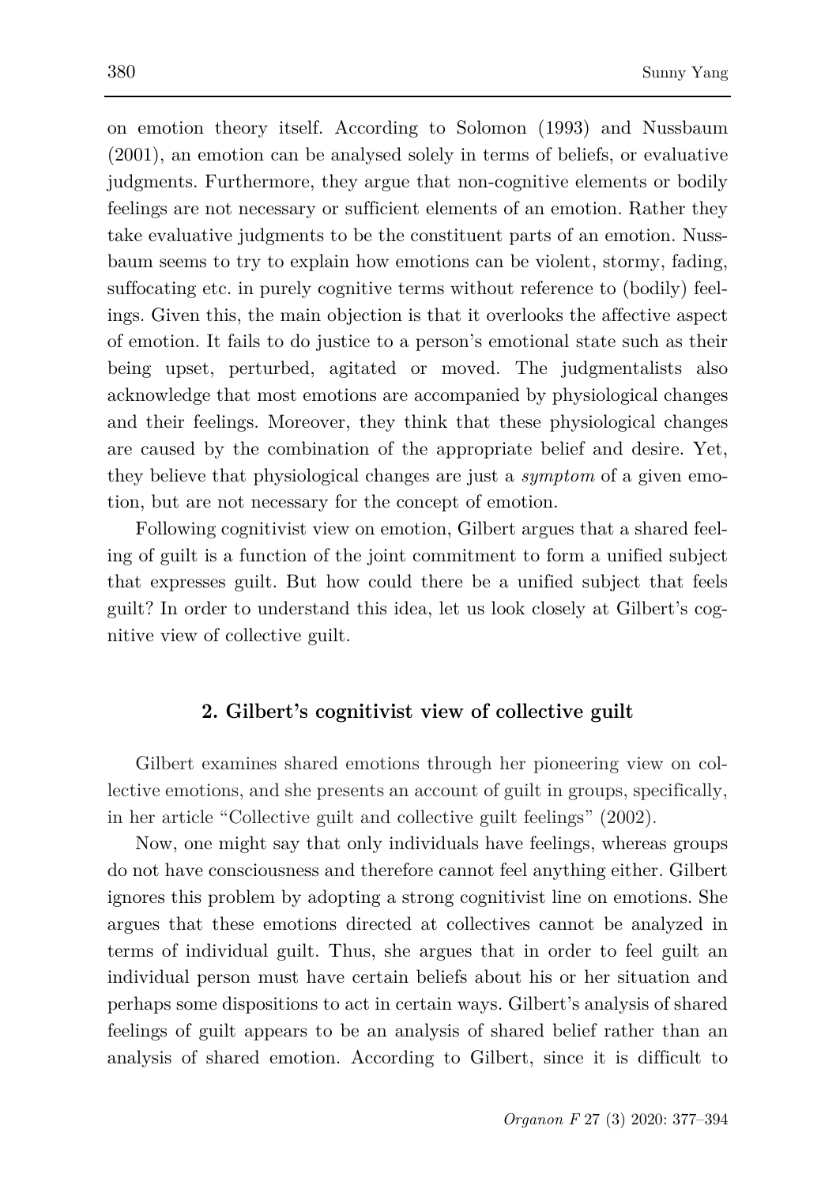on emotion theory itself. According to Solomon (1993) and Nussbaum (2001), an emotion can be analysed solely in terms of beliefs, or evaluative judgments. Furthermore, they argue that non-cognitive elements or bodily feelings are not necessary or sufficient elements of an emotion. Rather they take evaluative judgments to be the constituent parts of an emotion. Nussbaum seems to try to explain how emotions can be violent, stormy, fading, suffocating etc. in purely cognitive terms without reference to (bodily) feelings. Given this, the main objection is that it overlooks the affective aspect of emotion. It fails to do justice to a person's emotional state such as their being upset, perturbed, agitated or moved. The judgmentalists also acknowledge that most emotions are accompanied by physiological changes and their feelings. Moreover, they think that these physiological changes are caused by the combination of the appropriate belief and desire. Yet, they believe that physiological changes are just a *symptom* of a given emotion, but are not necessary for the concept of emotion.

Following cognitivist view on emotion, Gilbert argues that a shared feeling of guilt is a function of the joint commitment to form a unified subject that expresses guilt. But how could there be a unified subject that feels guilt? In order to understand this idea, let us look closely at Gilbert's cognitive view of collective guilt.

## 2. Gilbert's cognitivist view of collective guilt

Gilbert examines shared emotions through her pioneering view on collective emotions, and she presents an account of guilt in groups, specifically, in her article "Collective guilt and collective guilt feelings" (2002).

Now, one might say that only individuals have feelings, whereas groups do not have consciousness and therefore cannot feel anything either. Gilbert ignores this problem by adopting a strong cognitivist line on emotions. She argues that these emotions directed at collectives cannot be analyzed in terms of individual guilt. Thus, she argues that in order to feel guilt an individual person must have certain beliefs about his or her situation and perhaps some dispositions to act in certain ways. Gilbert's analysis of shared feelings of guilt appears to be an analysis of shared belief rather than an analysis of shared emotion. According to Gilbert, since it is difficult to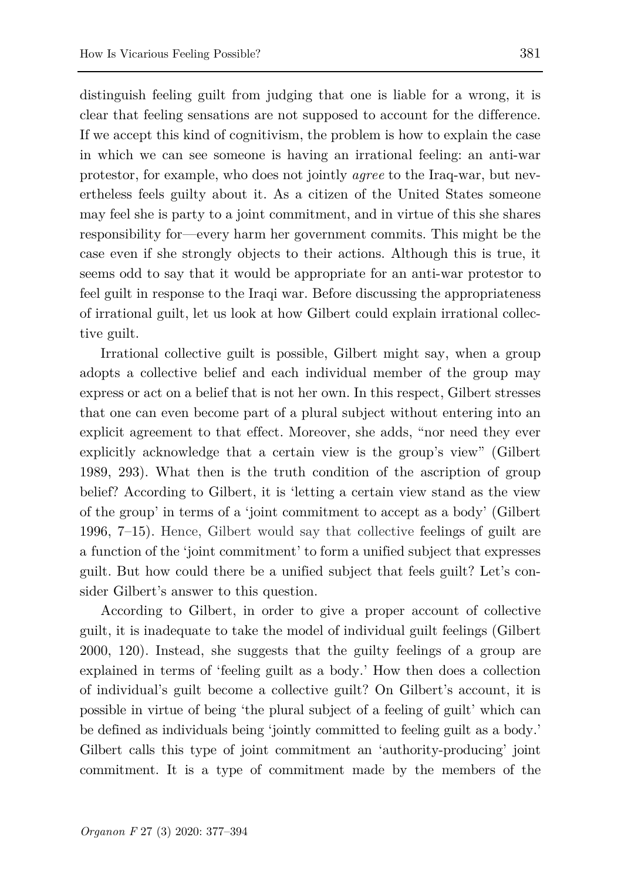distinguish feeling guilt from judging that one is liable for a wrong, it is clear that feeling sensations are not supposed to account for the difference. If we accept this kind of cognitivism, the problem is how to explain the case in which we can see someone is having an irrational feeling: an anti-war protestor, for example, who does not jointly *agree* to the Iraq-war, but nevertheless feels guilty about it. As a citizen of the United States someone may feel she is party to a joint commitment, and in virtue of this she shares responsibility for—every harm her government commits. This might be the case even if she strongly objects to their actions. Although this is true, it seems odd to say that it would be appropriate for an anti-war protestor to feel guilt in response to the Iraqi war. Before discussing the appropriateness of irrational guilt, let us look at how Gilbert could explain irrational collective guilt.

Irrational collective guilt is possible, Gilbert might say, when a group adopts a collective belief and each individual member of the group may express or act on a belief that is not her own. In this respect, Gilbert stresses that one can even become part of a plural subject without entering into an explicit agreement to that effect. Moreover, she adds, "nor need they ever explicitly acknowledge that a certain view is the group's view" (Gilbert 1989, 293). What then is the truth condition of the ascription of group belief? According to Gilbert, it is 'letting a certain view stand as the view of the group' in terms of a 'joint commitment to accept as a body' (Gilbert 1996, 7–15). Hence, Gilbert would say that collective feelings of guilt are a function of the 'joint commitment' to form a unified subject that expresses guilt. But how could there be a unified subject that feels guilt? Let's consider Gilbert's answer to this question.

According to Gilbert, in order to give a proper account of collective guilt, it is inadequate to take the model of individual guilt feelings (Gilbert 2000, 120). Instead, she suggests that the guilty feelings of a group are explained in terms of 'feeling guilt as a body.' How then does a collection of individual's guilt become a collective guilt? On Gilbert's account, it is possible in virtue of being 'the plural subject of a feeling of guilt' which can be defined as individuals being 'jointly committed to feeling guilt as a body.' Gilbert calls this type of joint commitment an 'authority-producing' joint commitment. It is a type of commitment made by the members of the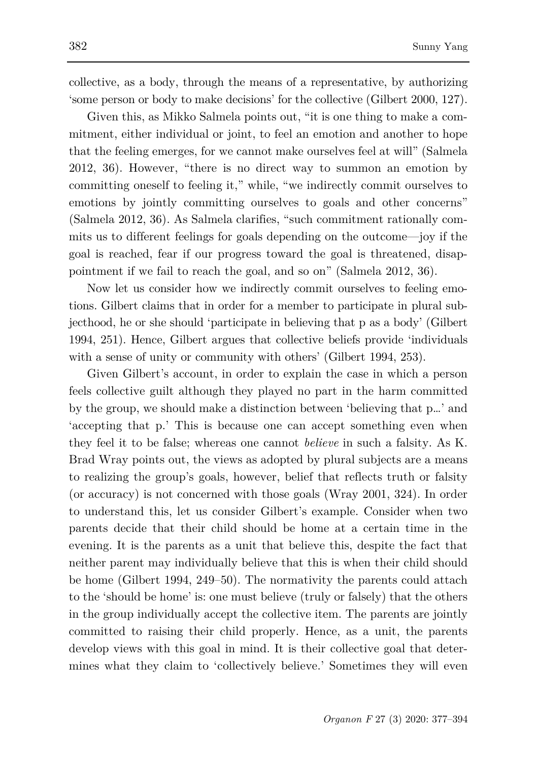collective, as a body, through the means of a representative, by authorizing 'some person or body to make decisions' for the collective (Gilbert 2000, 127).

Given this, as Mikko Salmela points out, "it is one thing to make a commitment, either individual or joint, to feel an emotion and another to hope that the feeling emerges, for we cannot make ourselves feel at will" (Salmela 2012, 36). However, "there is no direct way to summon an emotion by committing oneself to feeling it," while, "we indirectly commit ourselves to emotions by jointly committing ourselves to goals and other concerns" (Salmela 2012, 36). As Salmela clarifies, "such commitment rationally commits us to different feelings for goals depending on the outcome—joy if the goal is reached, fear if our progress toward the goal is threatened, disappointment if we fail to reach the goal, and so on" (Salmela 2012, 36).

Now let us consider how we indirectly commit ourselves to feeling emotions. Gilbert claims that in order for a member to participate in plural subjecthood, he or she should 'participate in believing that p as a body' (Gilbert 1994, 251). Hence, Gilbert argues that collective beliefs provide 'individuals with a sense of unity or community with others' (Gilbert 1994, 253).

Given Gilbert's account, in order to explain the case in which a person feels collective guilt although they played no part in the harm committed by the group, we should make a distinction between 'believing that p…' and 'accepting that p.' This is because one can accept something even when they feel it to be false; whereas one cannot *believe* in such a falsity. As K. Brad Wray points out, the views as adopted by plural subjects are a means to realizing the group's goals, however, belief that reflects truth or falsity (or accuracy) is not concerned with those goals (Wray 2001, 324). In order to understand this, let us consider Gilbert's example. Consider when two parents decide that their child should be home at a certain time in the evening. It is the parents as a unit that believe this, despite the fact that neither parent may individually believe that this is when their child should be home (Gilbert 1994, 249–50). The normativity the parents could attach to the 'should be home' is: one must believe (truly or falsely) that the others in the group individually accept the collective item. The parents are jointly committed to raising their child properly. Hence, as a unit, the parents develop views with this goal in mind. It is their collective goal that determines what they claim to 'collectively believe.' Sometimes they will even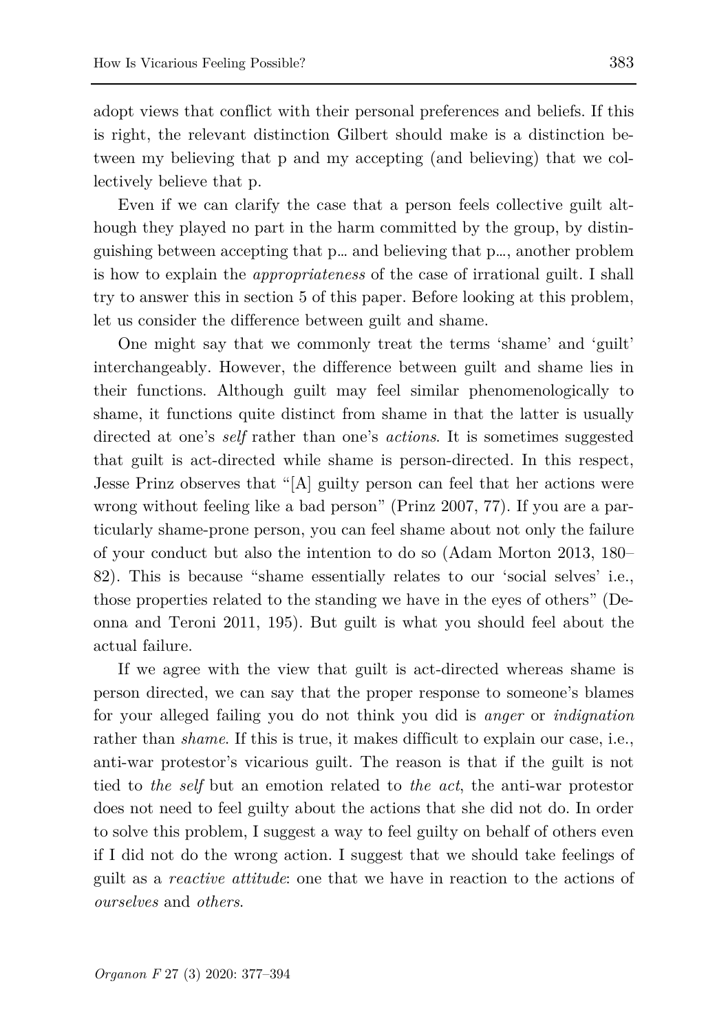adopt views that conflict with their personal preferences and beliefs. If this is right, the relevant distinction Gilbert should make is a distinction between my believing that p and my accepting (and believing) that we collectively believe that p.

Even if we can clarify the case that a person feels collective guilt although they played no part in the harm committed by the group, by distinguishing between accepting that p… and believing that p…, another problem is how to explain the *appropriateness* of the case of irrational guilt. I shall try to answer this in section 5 of this paper. Before looking at this problem, let us consider the difference between guilt and shame.

One might say that we commonly treat the terms 'shame' and 'guilt' interchangeably. However, the difference between guilt and shame lies in their functions. Although guilt may feel similar phenomenologically to shame, it functions quite distinct from shame in that the latter is usually directed at one's *self* rather than one's *actions*. It is sometimes suggested that guilt is act-directed while shame is person-directed. In this respect, Jesse Prinz observes that "[A] guilty person can feel that her actions were wrong without feeling like a bad person" (Prinz 2007, 77). If you are a particularly shame-prone person, you can feel shame about not only the failure of your conduct but also the intention to do so (Adam Morton 2013, 180–82). This is because "shame essentially relates to our 'social selves' i.e., those properties related to the standing we have in the eyes of others" (Deonna and Teroni 2011, 195). But guilt is what you should feel about the actual failure.

If we agree with the view that guilt is act-directed whereas shame is person directed, we can say that the proper response to someone's blames for your alleged failing you do not think you did is *anger* or *indignation* rather than *shame*. If this is true, it makes difficult to explain our case, i.e., anti-war protestor's vicarious guilt. The reason is that if the guilt is not tied to *the self* but an emotion related to *the act*, the anti-war protestor does not need to feel guilty about the actions that she did not do. In order to solve this problem, I suggest a way to feel guilty on behalf of others even if I did not do the wrong action. I suggest that we should take feelings of guilt as a *reactive attitude*: one that we have in reaction to the actions of *ourselves* and *others*.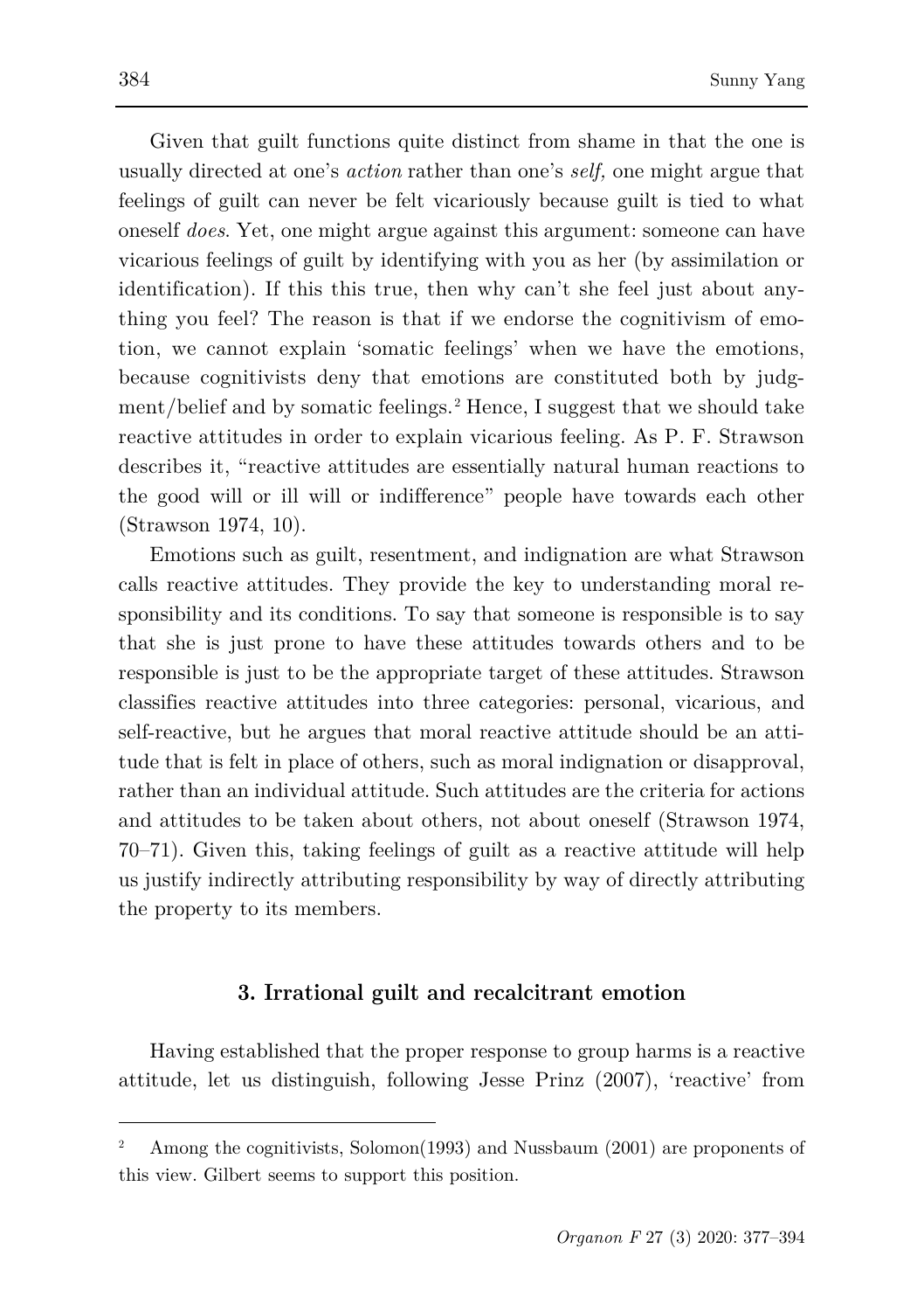Given that guilt functions quite distinct from shame in that the one is usually directed at one's *action* rather than one's *self,* one might argue that feelings of guilt can never be felt vicariously because guilt is tied to what oneself *does*. Yet, one might argue against this argument: someone can have vicarious feelings of guilt by identifying with you as her (by assimilation or identification). If this this true, then why can't she feel just about anything you feel? The reason is that if we endorse the cognitivism of emotion, we cannot explain 'somatic feelings' when we have the emotions, because cognitivists deny that emotions are constituted both by judgment/belief and by somatic feelings.[2] Hence, I suggest that we should take reactive attitudes in order to explain vicarious feeling. As P. F. Strawson describes it, "reactive attitudes are essentially natural human reactions to the good will or ill will or indifference" people have towards each other (Strawson 1974, 10).

Emotions such as guilt, resentment, and indignation are what Strawson calls reactive attitudes. They provide the key to understanding moral responsibility and its conditions. To say that someone is responsible is to say that she is just prone to have these attitudes towards others and to be responsible is just to be the appropriate target of these attitudes. Strawson classifies reactive attitudes into three categories: personal, vicarious, and self-reactive, but he argues that moral reactive attitude should be an attitude that is felt in place of others, such as moral indignation or disapproval, rather than an individual attitude. Such attitudes are the criteria for actions and attitudes to be taken about others, not about oneself (Strawson 1974, 70–71). Given this, taking feelings of guilt as a reactive attitude will help us justify indirectly attributing responsibility by way of directly attributing the property to its members.

## 3. Irrational guilt and recalcitrant emotion

Having established that the proper response to group harms is a reactive attitude, let us distinguish, following Jesse Prinz (2007), 'reactive' from

---

[2] Among the cognitivists, Solomon(1993) and Nussbaum (2001) are proponents of this view. Gilbert seems to support this position.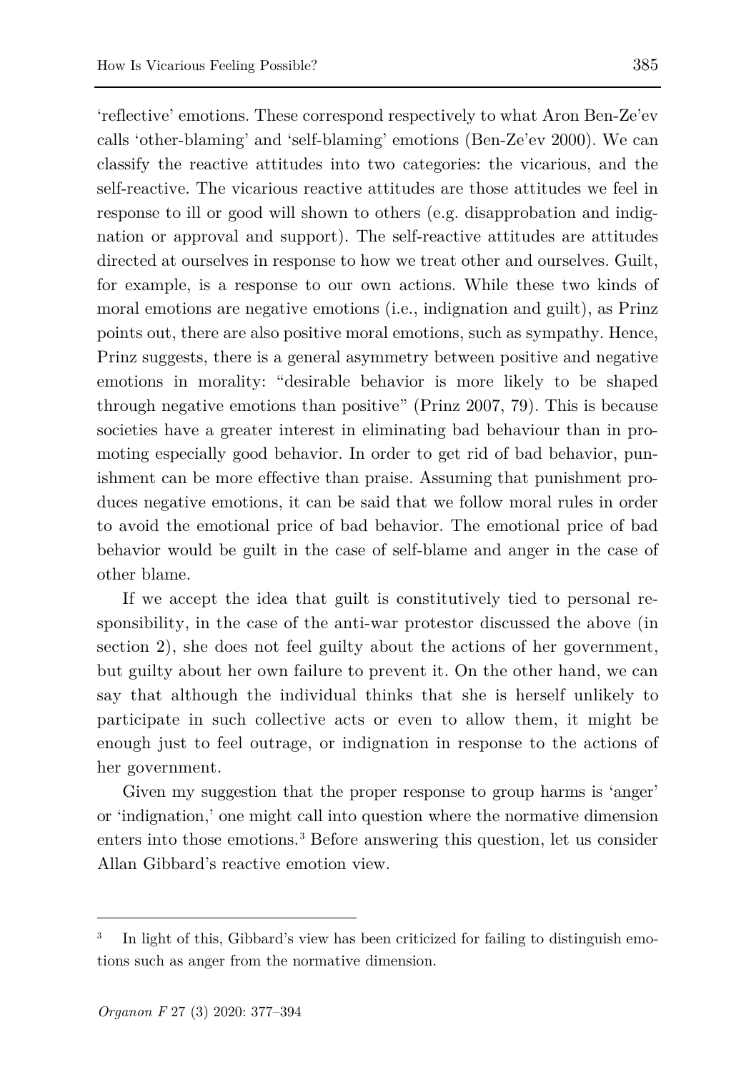'reflective' emotions. These correspond respectively to what Aron Ben-Ze'ev calls 'other-blaming' and 'self-blaming' emotions (Ben-Ze'ev 2000). We can classify the reactive attitudes into two categories: the vicarious, and the self-reactive. The vicarious reactive attitudes are those attitudes we feel in response to ill or good will shown to others (e.g. disapprobation and indignation or approval and support). The self-reactive attitudes are attitudes directed at ourselves in response to how we treat other and ourselves. Guilt, for example, is a response to our own actions. While these two kinds of moral emotions are negative emotions (i.e., indignation and guilt), as Prinz points out, there are also positive moral emotions, such as sympathy. Hence, Prinz suggests, there is a general asymmetry between positive and negative emotions in morality: "desirable behavior is more likely to be shaped through negative emotions than positive" (Prinz 2007, 79). This is because societies have a greater interest in eliminating bad behaviour than in promoting especially good behavior. In order to get rid of bad behavior, punishment can be more effective than praise. Assuming that punishment produces negative emotions, it can be said that we follow moral rules in order to avoid the emotional price of bad behavior. The emotional price of bad behavior would be guilt in the case of self-blame and anger in the case of other blame.

If we accept the idea that guilt is constitutively tied to personal responsibility, in the case of the anti-war protestor discussed the above (in section 2), she does not feel guilty about the actions of her government, but guilty about her own failure to prevent it. On the other hand, we can say that although the individual thinks that she is herself unlikely to participate in such collective acts or even to allow them, it might be enough just to feel outrage, or indignation in response to the actions of her government.

Given my suggestion that the proper response to group harms is 'anger' or 'indignation,' one might call into question where the normative dimension enters into those emotions.[3] Before answering this question, let us consider Allan Gibbard's reactive emotion view.

---

[3] In light of this, Gibbard's view has been criticized for failing to distinguish emotions such as anger from the normative dimension.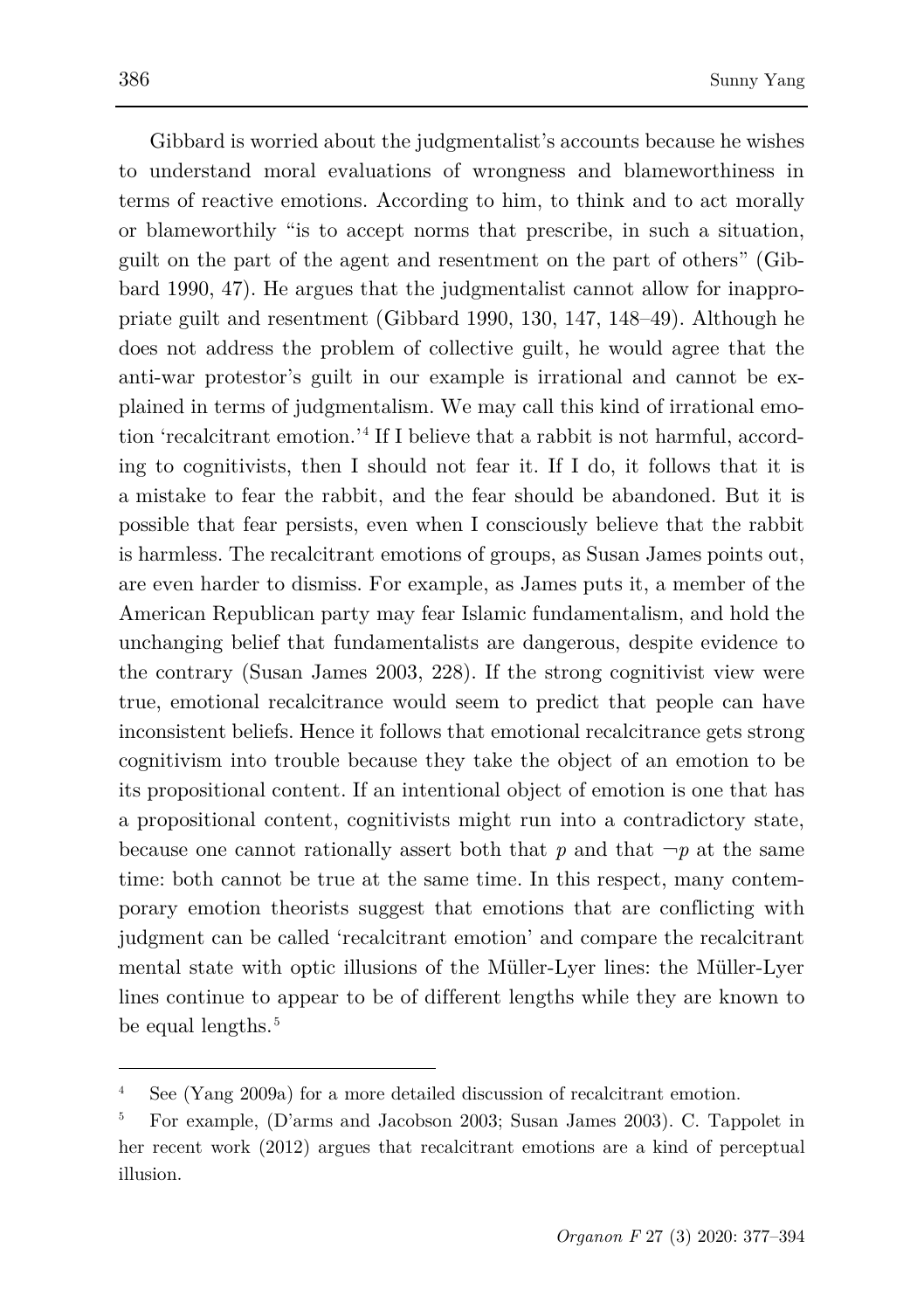Gibbard is worried about the judgmentalist's accounts because he wishes to understand moral evaluations of wrongness and blameworthiness in terms of reactive emotions. According to him, to think and to act morally or blameworthily "is to accept norms that prescribe, in such a situation, guilt on the part of the agent and resentment on the part of others" (Gibbard 1990, 47). He argues that the judgmentalist cannot allow for inappropriate guilt and resentment (Gibbard 1990, 130, 147, 148–49). Although he does not address the problem of collective guilt, he would agree that the anti-war protestor's guilt in our example is irrational and cannot be explained in terms of judgmentalism. We may call this kind of irrational emotion 'recalcitrant emotion.'[4] If I believe that a rabbit is not harmful, according to cognitivists, then I should not fear it. If I do, it follows that it is a mistake to fear the rabbit, and the fear should be abandoned. But it is possible that fear persists, even when I consciously believe that the rabbit is harmless. The recalcitrant emotions of groups, as Susan James points out, are even harder to dismiss. For example, as James puts it, a member of the American Republican party may fear Islamic fundamentalism, and hold the unchanging belief that fundamentalists are dangerous, despite evidence to the contrary (Susan James 2003, 228). If the strong cognitivist view were true, emotional recalcitrance would seem to predict that people can have inconsistent beliefs. Hence it follows that emotional recalcitrance gets strong cognitivism into trouble because they take the object of an emotion to be its propositional content. If an intentional object of emotion is one that has a propositional content, cognitivists might run into a contradictory state, because one cannot rationally assert both that $p$ and that $\neg p$ at the same time: both cannot be true at the same time. In this respect, many contemporary emotion theorists suggest that emotions that are conflicting with judgment can be called 'recalcitrant emotion' and compare the recalcitrant mental state with optic illusions of the Müller-Lyer lines: the Müller-Lyer lines continue to appear to be of different lengths while they are known to be equal lengths.[5]

---

[4] See (Yang 2009a) for a more detailed discussion of recalcitrant emotion.

[5] For example, (D'arms and Jacobson 2003; Susan James 2003). C. Tappolet in her recent work (2012) argues that recalcitrant emotions are a kind of perceptual illusion.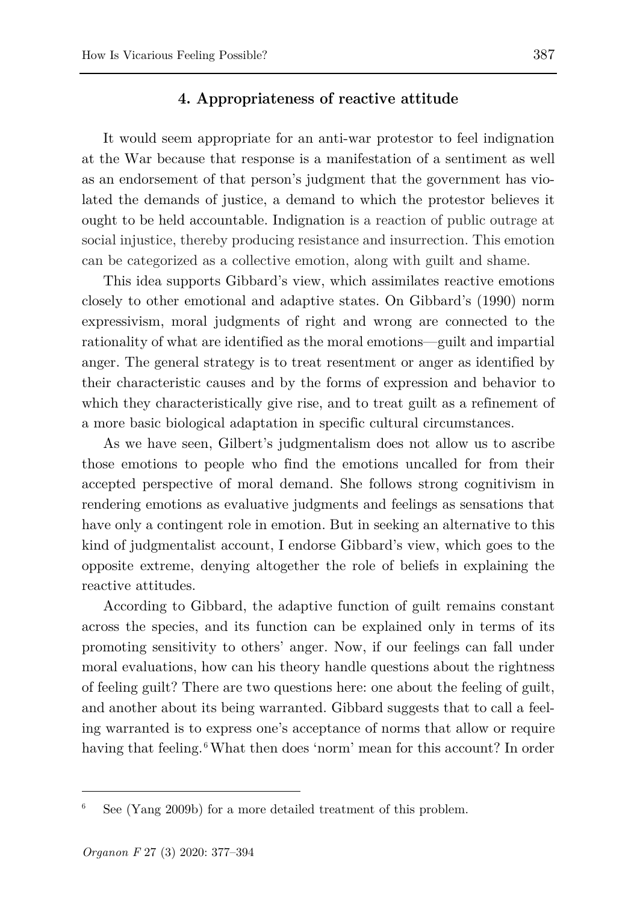## 4. Appropriateness of reactive attitude

It would seem appropriate for an anti-war protestor to feel indignation at the War because that response is a manifestation of a sentiment as well as an endorsement of that person's judgment that the government has violated the demands of justice, a demand to which the protestor believes it ought to be held accountable. Indignation is a reaction of public outrage at social injustice, thereby producing resistance and insurrection. This emotion can be categorized as a collective emotion, along with guilt and shame.

This idea supports Gibbard's view, which assimilates reactive emotions closely to other emotional and adaptive states. On Gibbard's (1990) norm expressivism, moral judgments of right and wrong are connected to the rationality of what are identified as the moral emotions—guilt and impartial anger. The general strategy is to treat resentment or anger as identified by their characteristic causes and by the forms of expression and behavior to which they characteristically give rise, and to treat guilt as a refinement of a more basic biological adaptation in specific cultural circumstances.

As we have seen, Gilbert's judgmentalism does not allow us to ascribe those emotions to people who find the emotions uncalled for from their accepted perspective of moral demand. She follows strong cognitivism in rendering emotions as evaluative judgments and feelings as sensations that have only a contingent role in emotion. But in seeking an alternative to this kind of judgmentalist account, I endorse Gibbard's view, which goes to the opposite extreme, denying altogether the role of beliefs in explaining the reactive attitudes.

According to Gibbard, the adaptive function of guilt remains constant across the species, and its function can be explained only in terms of its promoting sensitivity to others' anger. Now, if our feelings can fall under moral evaluations, how can his theory handle questions about the rightness of feeling guilt? There are two questions here: one about the feeling of guilt, and another about its being warranted. Gibbard suggests that to call a feeling warranted is to express one's acceptance of norms that allow or require having that feeling.[6] What then does 'norm' mean for this account? In order

[6] See (Yang 2009b) for a more detailed treatment of this problem.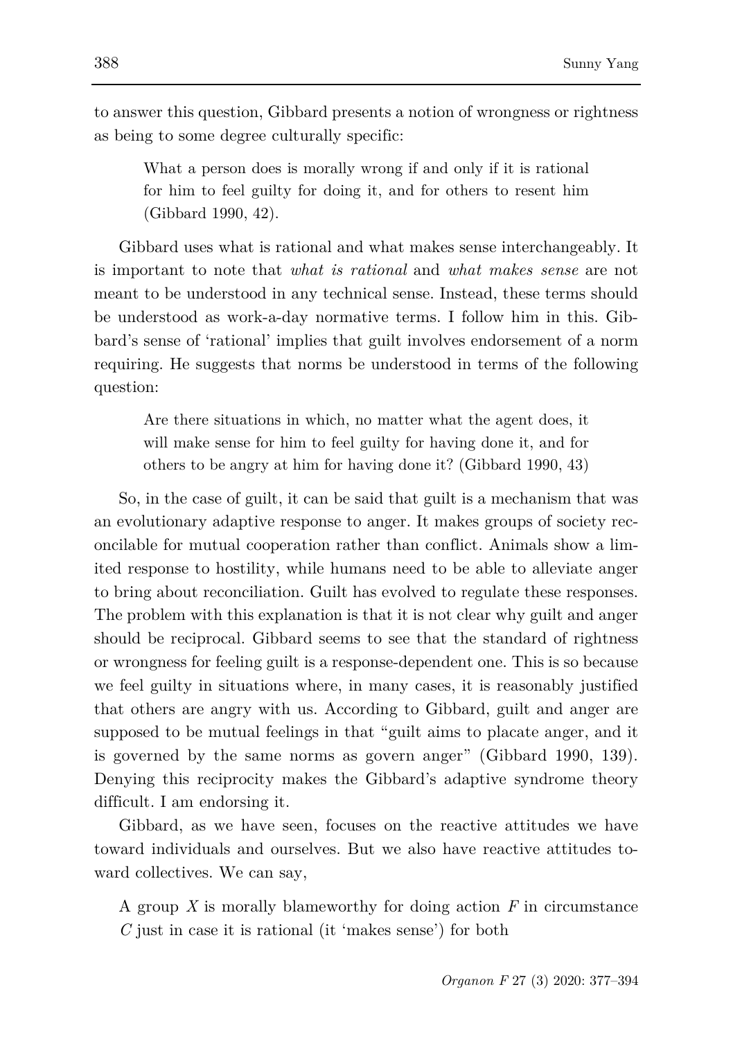to answer this question, Gibbard presents a notion of wrongness or rightness as being to some degree culturally specific:

> What a person does is morally wrong if and only if it is rational for him to feel guilty for doing it, and for others to resent him (Gibbard 1990, 42).

Gibbard uses what is rational and what makes sense interchangeably. It is important to note that *what is rational* and *what makes sense* are not meant to be understood in any technical sense. Instead, these terms should be understood as work-a-day normative terms. I follow him in this. Gibbard's sense of 'rational' implies that guilt involves endorsement of a norm requiring. He suggests that norms be understood in terms of the following question:

> Are there situations in which, no matter what the agent does, it will make sense for him to feel guilty for having done it, and for others to be angry at him for having done it? (Gibbard 1990, 43)

So, in the case of guilt, it can be said that guilt is a mechanism that was an evolutionary adaptive response to anger. It makes groups of society reconcilable for mutual cooperation rather than conflict. Animals show a limited response to hostility, while humans need to be able to alleviate anger to bring about reconciliation. Guilt has evolved to regulate these responses. The problem with this explanation is that it is not clear why guilt and anger should be reciprocal. Gibbard seems to see that the standard of rightness or wrongness for feeling guilt is a response-dependent one. This is so because we feel guilty in situations where, in many cases, it is reasonably justified that others are angry with us. According to Gibbard, guilt and anger are supposed to be mutual feelings in that "guilt aims to placate anger, and it is governed by the same norms as govern anger" (Gibbard 1990, 139). Denying this reciprocity makes the Gibbard's adaptive syndrome theory difficult. I am endorsing it.

Gibbard, as we have seen, focuses on the reactive attitudes we have toward individuals and ourselves. But we also have reactive attitudes toward collectives. We can say,

> A group $X$ is morally blameworthy for doing action $F$ in circumstance $C$ just in case it is rational (it 'makes sense') for both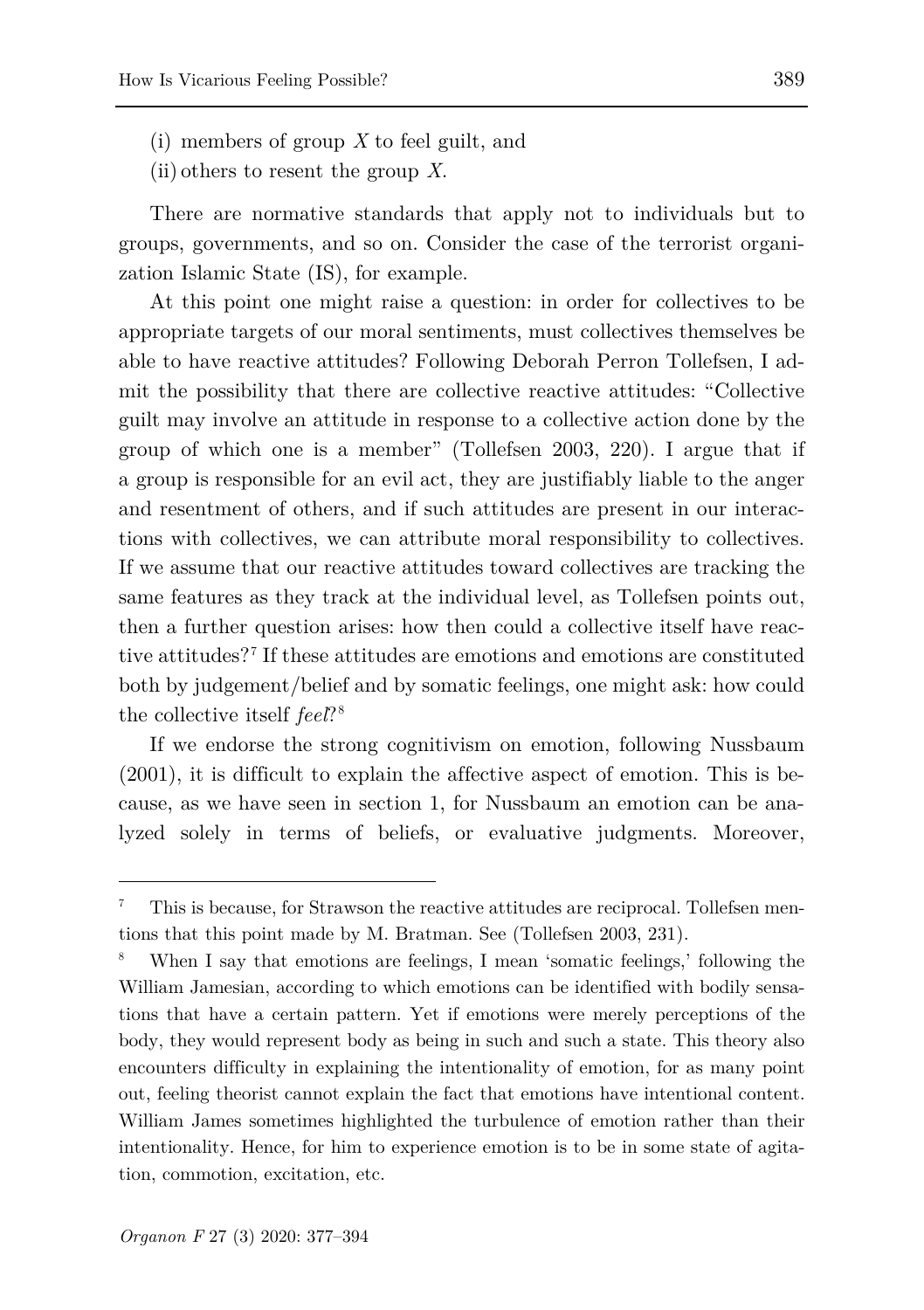(i) members of group *X* to feel guilt, and

(ii) others to resent the group *X*.

There are normative standards that apply not to individuals but to groups, governments, and so on. Consider the case of the terrorist organization Islamic State (IS), for example.

At this point one might raise a question: in order for collectives to be appropriate targets of our moral sentiments, must collectives themselves be able to have reactive attitudes? Following Deborah Perron Tollefsen, I admit the possibility that there are collective reactive attitudes: "Collective guilt may involve an attitude in response to a collective action done by the group of which one is a member" (Tollefsen 2003, 220). I argue that if a group is responsible for an evil act, they are justifiably liable to the anger and resentment of others, and if such attitudes are present in our interactions with collectives, we can attribute moral responsibility to collectives. If we assume that our reactive attitudes toward collectives are tracking the same features as they track at the individual level, as Tollefsen points out, then a further question arises: how then could a collective itself have reactive attitudes?[7] If these attitudes are emotions and emotions are constituted both by judgement/belief and by somatic feelings, one might ask: how could the collective itself *feel*?[8]

If we endorse the strong cognitivism on emotion, following Nussbaum (2001), it is difficult to explain the affective aspect of emotion. This is because, as we have seen in section 1, for Nussbaum an emotion can be analyzed solely in terms of beliefs, or evaluative judgments. Moreover,

---

[7] This is because, for Strawson the reactive attitudes are reciprocal. Tollefsen mentions that this point made by M. Bratman. See (Tollefsen 2003, 231).

[8] When I say that emotions are feelings, I mean 'somatic feelings,' following the William Jamesian, according to which emotions can be identified with bodily sensations that have a certain pattern. Yet if emotions were merely perceptions of the body, they would represent body as being in such and such a state. This theory also encounters difficulty in explaining the intentionality of emotion, for as many point out, feeling theorist cannot explain the fact that emotions have intentional content. William James sometimes highlighted the turbulence of emotion rather than their intentionality. Hence, for him to experience emotion is to be in some state of agitation, commotion, excitation, etc.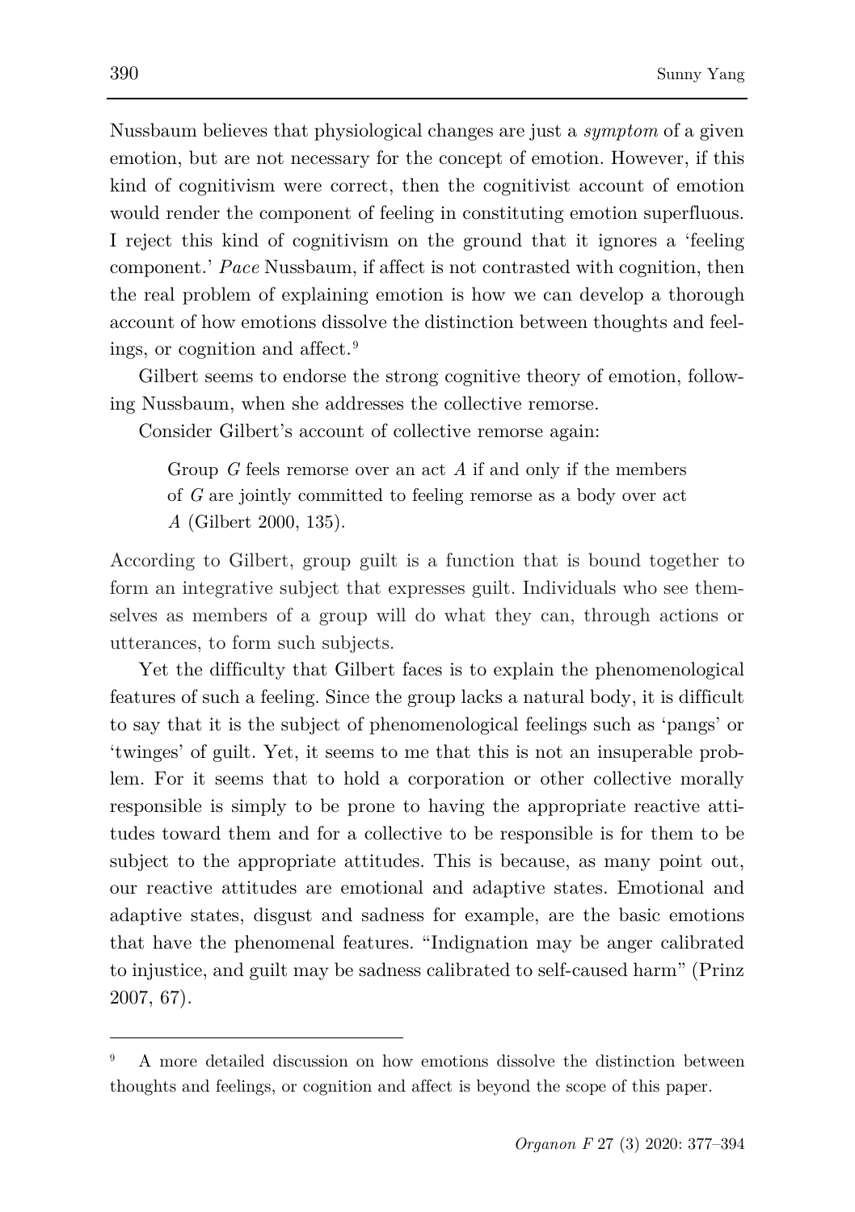Nussbaum believes that physiological changes are just a *symptom* of a given emotion, but are not necessary for the concept of emotion. However, if this kind of cognitivism were correct, then the cognitivist account of emotion would render the component of feeling in constituting emotion superfluous. I reject this kind of cognitivism on the ground that it ignores a 'feeling component.' *Pace* Nussbaum, if affect is not contrasted with cognition, then the real problem of explaining emotion is how we can develop a thorough account of how emotions dissolve the distinction between thoughts and feelings, or cognition and affect.[9]

Gilbert seems to endorse the strong cognitive theory of emotion, following Nussbaum, when she addresses the collective remorse.

Consider Gilbert's account of collective remorse again:

> Group *G* feels remorse over an act *A* if and only if the members of *G* are jointly committed to feeling remorse as a body over act *A* (Gilbert 2000, 135).

According to Gilbert, group guilt is a function that is bound together to form an integrative subject that expresses guilt. Individuals who see themselves as members of a group will do what they can, through actions or utterances, to form such subjects.

Yet the difficulty that Gilbert faces is to explain the phenomenological features of such a feeling. Since the group lacks a natural body, it is difficult to say that it is the subject of phenomenological feelings such as 'pangs' or 'twinges' of guilt. Yet, it seems to me that this is not an insuperable problem. For it seems that to hold a corporation or other collective morally responsible is simply to be prone to having the appropriate reactive attitudes toward them and for a collective to be responsible is for them to be subject to the appropriate attitudes. This is because, as many point out, our reactive attitudes are emotional and adaptive states. Emotional and adaptive states, disgust and sadness for example, are the basic emotions that have the phenomenal features. "Indignation may be anger calibrated to injustice, and guilt may be sadness calibrated to self-caused harm" (Prinz 2007, 67).

---

[9] A more detailed discussion on how emotions dissolve the distinction between thoughts and feelings, or cognition and affect is beyond the scope of this paper.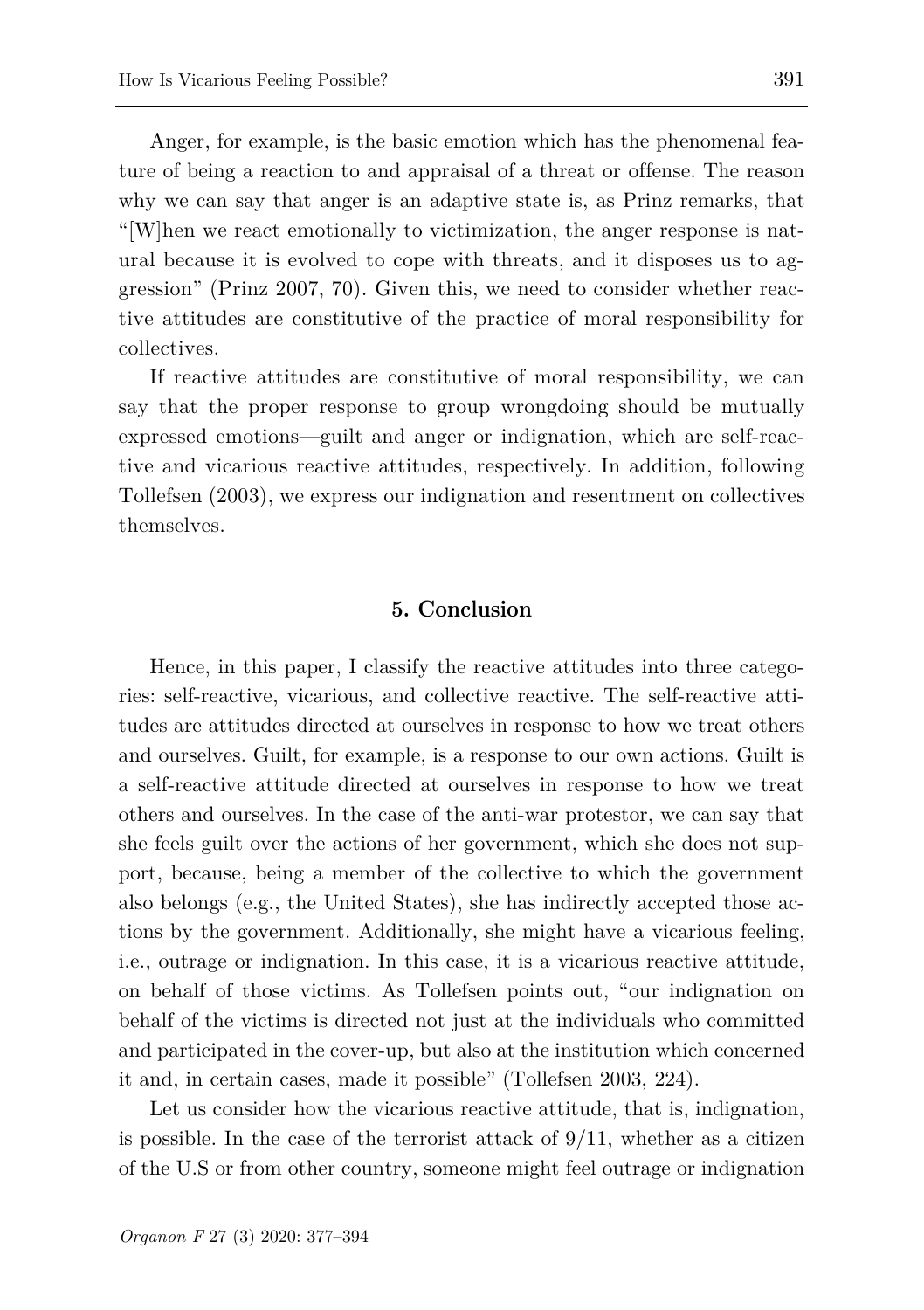Anger, for example, is the basic emotion which has the phenomenal feature of being a reaction to and appraisal of a threat or offense. The reason why we can say that anger is an adaptive state is, as Prinz remarks, that "[W]hen we react emotionally to victimization, the anger response is natural because it is evolved to cope with threats, and it disposes us to aggression" (Prinz 2007, 70). Given this, we need to consider whether reactive attitudes are constitutive of the practice of moral responsibility for collectives.

If reactive attitudes are constitutive of moral responsibility, we can say that the proper response to group wrongdoing should be mutually expressed emotions—guilt and anger or indignation, which are self-reactive and vicarious reactive attitudes, respectively. In addition, following Tollefsen (2003), we express our indignation and resentment on collectives themselves.

## 5. Conclusion

Hence, in this paper, I classify the reactive attitudes into three categories: self-reactive, vicarious, and collective reactive. The self-reactive attitudes are attitudes directed at ourselves in response to how we treat others and ourselves. Guilt, for example, is a response to our own actions. Guilt is a self-reactive attitude directed at ourselves in response to how we treat others and ourselves. In the case of the anti-war protestor, we can say that she feels guilt over the actions of her government, which she does not support, because, being a member of the collective to which the government also belongs (e.g., the United States), she has indirectly accepted those actions by the government. Additionally, she might have a vicarious feeling, i.e., outrage or indignation. In this case, it is a vicarious reactive attitude, on behalf of those victims. As Tollefsen points out, "our indignation on behalf of the victims is directed not just at the individuals who committed and participated in the cover-up, but also at the institution which concerned it and, in certain cases, made it possible" (Tollefsen 2003, 224).

Let us consider how the vicarious reactive attitude, that is, indignation, is possible. In the case of the terrorist attack of 9/11, whether as a citizen of the U.S or from other country, someone might feel outrage or indignation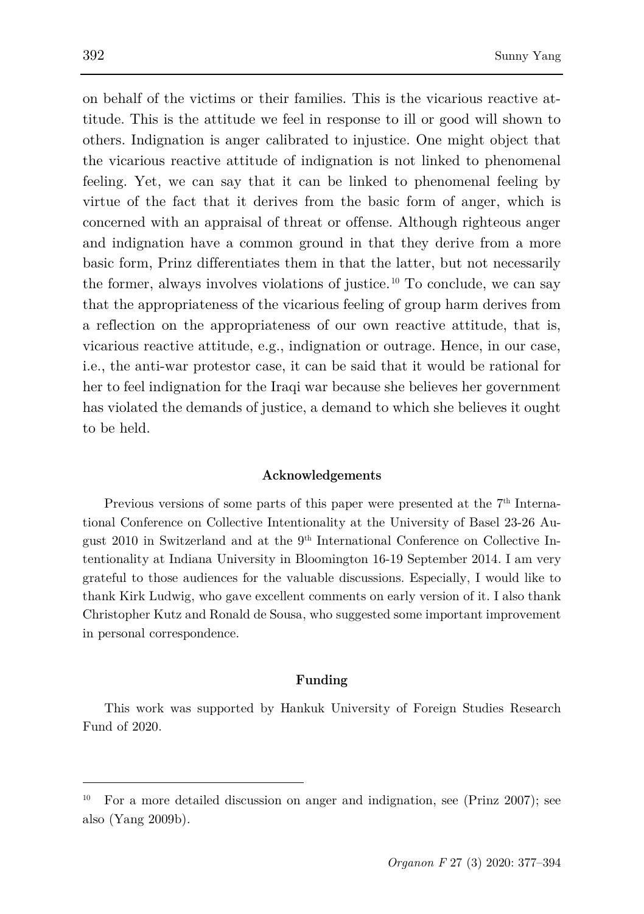on behalf of the victims or their families. This is the vicarious reactive attitude. This is the attitude we feel in response to ill or good will shown to others. Indignation is anger calibrated to injustice. One might object that the vicarious reactive attitude of indignation is not linked to phenomenal feeling. Yet, we can say that it can be linked to phenomenal feeling by virtue of the fact that it derives from the basic form of anger, which is concerned with an appraisal of threat or offense. Although righteous anger and indignation have a common ground in that they derive from a more basic form, Prinz differentiates them in that the latter, but not necessarily the former, always involves violations of justice.[10] To conclude, we can say that the appropriateness of the vicarious feeling of group harm derives from a reflection on the appropriateness of our own reactive attitude, that is, vicarious reactive attitude, e.g., indignation or outrage. Hence, in our case, i.e., the anti-war protestor case, it can be said that it would be rational for her to feel indignation for the Iraqi war because she believes her government has violated the demands of justice, a demand to which she believes it ought to be held.

### Acknowledgements

Previous versions of some parts of this paper were presented at the 7th International Conference on Collective Intentionality at the University of Basel 23-26 August 2010 in Switzerland and at the 9th International Conference on Collective Intentionality at Indiana University in Bloomington 16-19 September 2014. I am very grateful to those audiences for the valuable discussions. Especially, I would like to thank Kirk Ludwig, who gave excellent comments on early version of it. I also thank Christopher Kutz and Ronald de Sousa, who suggested some important improvement in personal correspondence.

### Funding

This work was supported by Hankuk University of Foreign Studies Research Fund of 2020.

---

[10] For a more detailed discussion on anger and indignation, see (Prinz 2007); see also (Yang 2009b).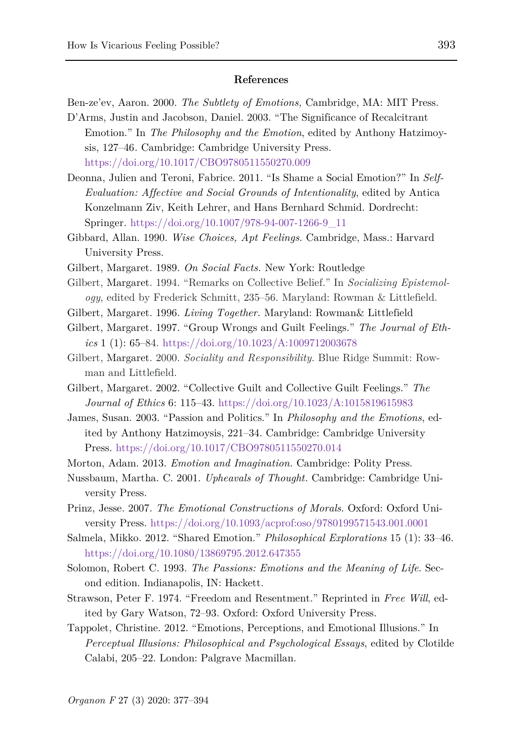## References

Ben-ze'ev, Aaron. 2000. *The Subtlety of Emotions,* Cambridge, MA: MIT Press.

D'Arms, Justin and Jacobson, Daniel. 2003. "The Significance of Recalcitrant Emotion." In *The Philosophy and the Emotion*, edited by Anthony Hatzimoysis, 127–46. Cambridge: Cambridge University Press. https://doi.org/10.1017/CBO9780511550270.009

Deonna, Julien and Teroni, Fabrice. 2011. "Is Shame a Social Emotion?" In *Self-Evaluation: Affective and Social Grounds of Intentionality*, edited by Antica Konzelmann Ziv, Keith Lehrer, and Hans Bernhard Schmid. Dordrecht: Springer. https://doi.org/10.1007/978-94-007-1266-9_11

Gibbard, Allan. 1990. *Wise Choices, Apt Feelings.* Cambridge, Mass.: Harvard University Press.

Gilbert, Margaret. 1989. *On Social Facts.* New York: Routledge

Gilbert, Margaret. 1994. "Remarks on Collective Belief." In *Socializing Epistemology*, edited by Frederick Schmitt, 235–56. Maryland: Rowman & Littlefield.

Gilbert, Margaret. 1996. *Living Together.* Maryland: Rowman& Littlefield

Gilbert, Margaret. 1997. "Group Wrongs and Guilt Feelings." *The Journal of Ethics* 1 (1): 65–84. https://doi.org/10.1023/A:1009712003678

Gilbert, Margaret. 2000. *Sociality and Responsibility.* Blue Ridge Summit: Rowman and Littlefield.

Gilbert, Margaret. 2002. "Collective Guilt and Collective Guilt Feelings." *The Journal of Ethics* 6: 115–43. https://doi.org/10.1023/A:1015819615983

James, Susan. 2003. "Passion and Politics." In *Philosophy and the Emotions*, edited by Anthony Hatzimoysis, 221–34. Cambridge: Cambridge University Press. https://doi.org/10.1017/CBO9780511550270.014

Morton, Adam. 2013. *Emotion and Imagination.* Cambridge: Polity Press.

Nussbaum, Martha. C. 2001. *Upheavals of Thought.* Cambridge: Cambridge University Press.

Prinz, Jesse. 2007. *The Emotional Constructions of Morals*. Oxford: Oxford University Press. https://doi.org/10.1093/acprof:oso/9780199571543.001.0001

Salmela, Mikko. 2012. "Shared Emotion." *Philosophical Explorations* 15 (1): 33–46. https://doi.org/10.1080/13869795.2012.647355

Solomon, Robert C. 1993. *The Passions: Emotions and the Meaning of Life*. Second edition. Indianapolis, IN: Hackett.

Strawson, Peter F. 1974. "Freedom and Resentment." Reprinted in *Free Will*, edited by Gary Watson, 72–93. Oxford: Oxford University Press.

Tappolet, Christine. 2012. "Emotions, Perceptions, and Emotional Illusions." In *Perceptual Illusions: Philosophical and Psychological Essays*, edited by Clotilde Calabi, 205–22. London: Palgrave Macmillan.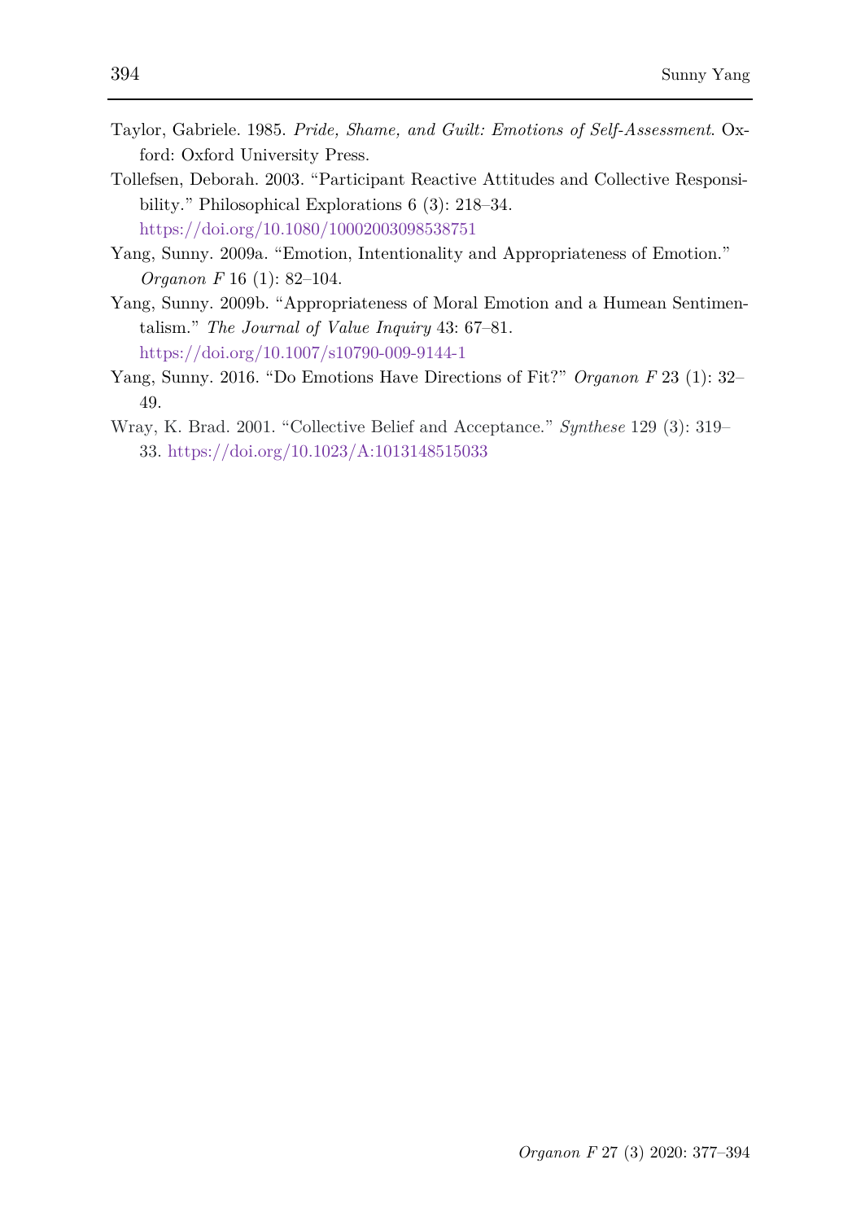Taylor, Gabriele. 1985. *Pride, Shame, and Guilt: Emotions of Self-Assessment*. Oxford: Oxford University Press.

Tollefsen, Deborah. 2003. "Participant Reactive Attitudes and Collective Responsibility." Philosophical Explorations 6 (3): 218–34. https://doi.org/10.1080/10002003098538751

Yang, Sunny. 2009a. "Emotion, Intentionality and Appropriateness of Emotion." *Organon F* 16 (1): 82–104.

Yang, Sunny. 2009b. "Appropriateness of Moral Emotion and a Humean Sentimentalism." *The Journal of Value Inquiry* 43: 67–81. https://doi.org/10.1007/s10790-009-9144-1

Yang, Sunny. 2016. "Do Emotions Have Directions of Fit?" *Organon F* 23 (1): 32–49.

Wray, K. Brad. 2001. "Collective Belief and Acceptance." *Synthese* 129 (3): 319–33. https://doi.org/10.1023/A:1013148515033